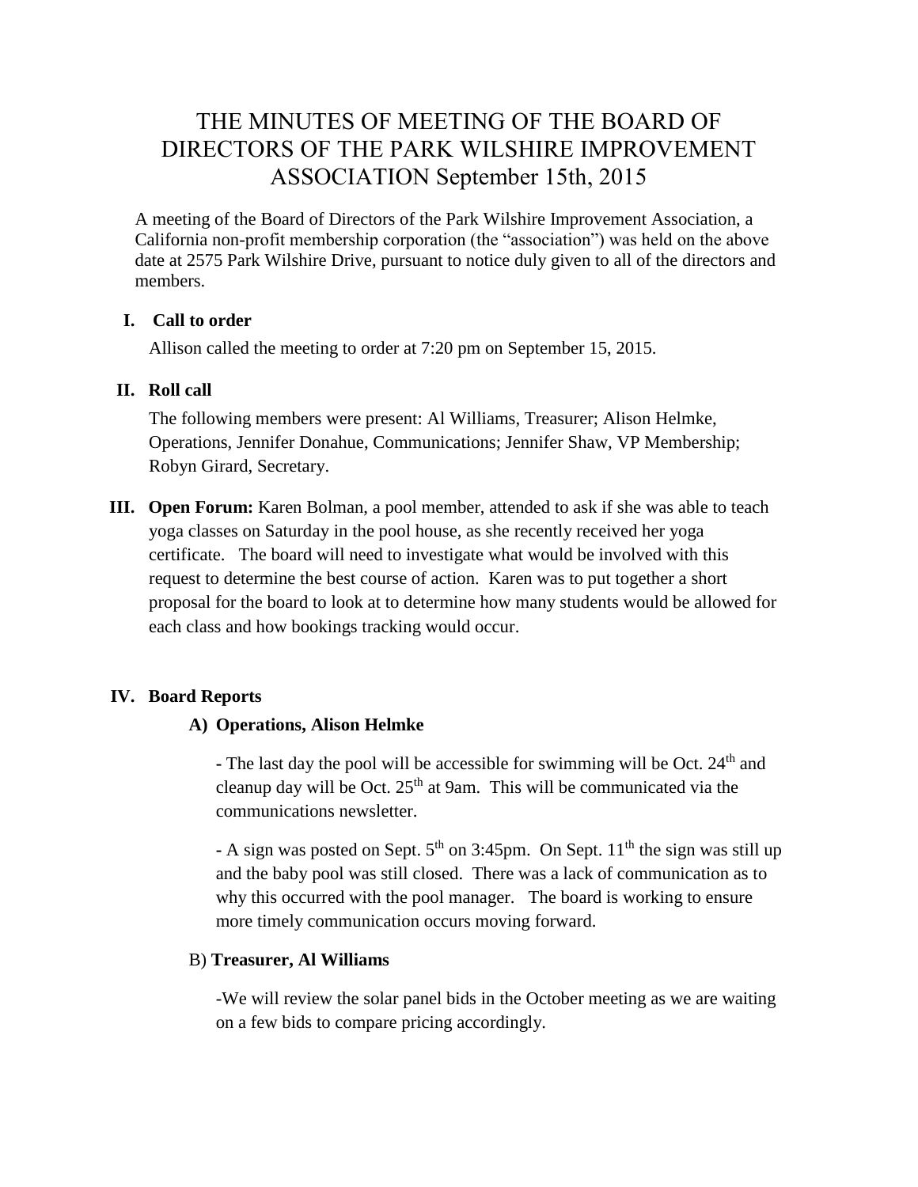# THE MINUTES OF MEETING OF THE BOARD OF DIRECTORS OF THE PARK WILSHIRE IMPROVEMENT ASSOCIATION September 15th, 2015

A meeting of the Board of Directors of the Park Wilshire Improvement Association, a California non-profit membership corporation (the "association") was held on the above date at 2575 Park Wilshire Drive, pursuant to notice duly given to all of the directors and members.

## I. Call to order

Allison called the meeting to order at 7:20 pm on September 15, 2015.

## II. Roll call

The following members were present: Al Williams, Treasurer; Alison Helmke, Operations, Jennifer Donahue, Communications; Jennifer Shaw, VP Membership; Robyn Girard, Secretary.

## III. Open Forum:

Karen Bolman, a pool member, attended to ask if she was able to teach yoga classes on Saturday in the pool house, as she recently received her yoga certificate. The board will need to investigate what would be involved with this request to determine the best course of action. Karen was to put together a short proposal for the board to look at to determine how many students would be allowed for each class and how bookings tracking would occur.

## IV. Board Reports

### A) Operations, Alison Helmke

- The last day the pool will be accessible for swimming will be Oct. 24th and cleanup day will be Oct. 25th at 9am. This will be communicated via the communications newsletter.

- A sign was posted on Sept. 5th on 3:45pm. On Sept. 11th the sign was still up and the baby pool was still closed. There was a lack of communication as to why this occurred with the pool manager. The board is working to ensure more timely communication occurs moving forward.

### B) Treasurer, Al Williams

-We will review the solar panel bids in the October meeting as we are waiting on a few bids to compare pricing accordingly.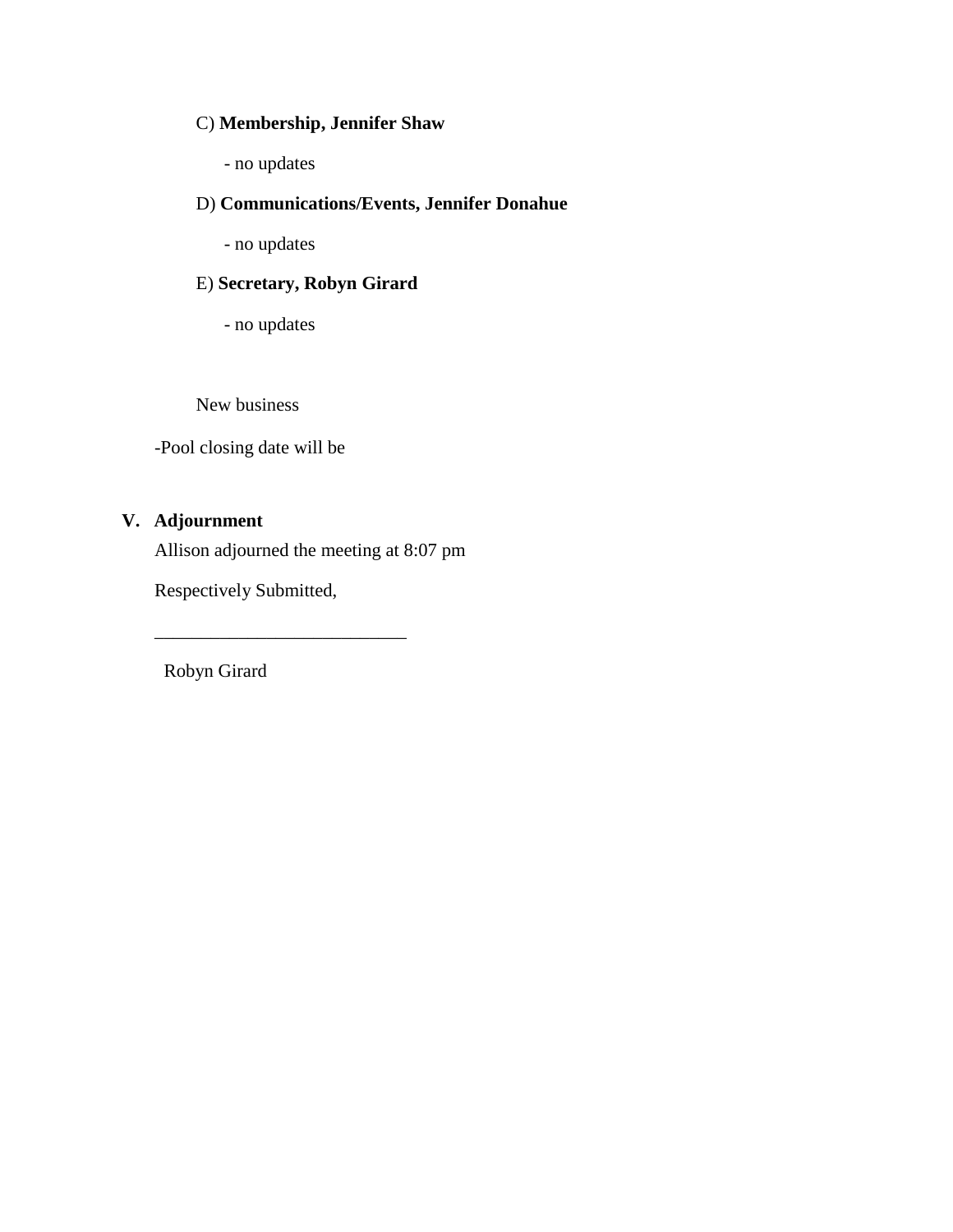C) **Membership, Jennifer Shaw**

- no updates

D) **Communications/Events, Jennifer Donahue**

- no updates

E) **Secretary, Robyn Girard**

- no updates

New business

-Pool closing date will be

## V. Adjournment

Allison adjourned the meeting at 8:07 pm

Respectively Submitted,

___________________________

Robyn Girard